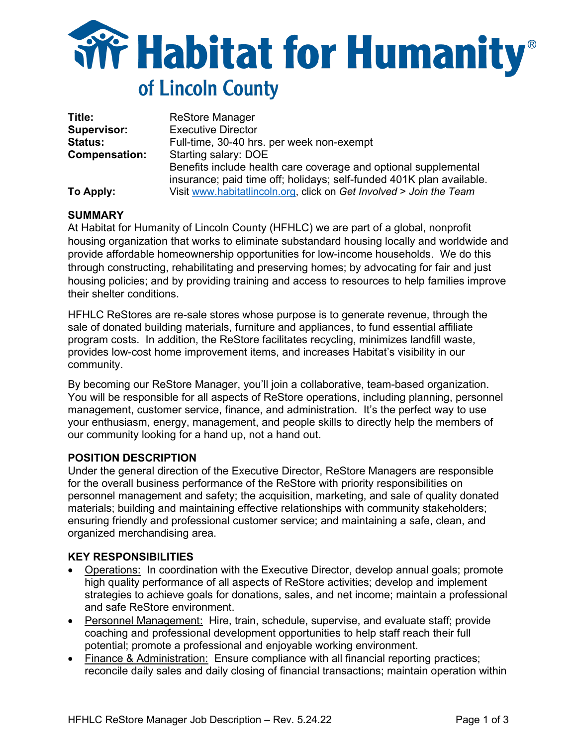# Habitat for Humanity® of Lincoln County

| | |
|---|---|
| **Title:** | ReStore Manager |
| **Supervisor:** | Executive Director |
| **Status:** | Full-time, 30-40 hrs. per week non-exempt |
| **Compensation:** | Starting salary: DOE<br>Benefits include health care coverage and optional supplemental insurance; paid time off; holidays; self-funded 401K plan available. |
| **To Apply:** | Visit www.habitatlincoln.org, click on *Get Involved > Join the Team* |

## SUMMARY

At Habitat for Humanity of Lincoln County (HFHLC) we are part of a global, nonprofit housing organization that works to eliminate substandard housing locally and worldwide and provide affordable homeownership opportunities for low-income households. We do this through constructing, rehabilitating and preserving homes; by advocating for fair and just housing policies; and by providing training and access to resources to help families improve their shelter conditions.

HFHLC ReStores are re-sale stores whose purpose is to generate revenue, through the sale of donated building materials, furniture and appliances, to fund essential affiliate program costs. In addition, the ReStore facilitates recycling, minimizes landfill waste, provides low-cost home improvement items, and increases Habitat's visibility in our community.

By becoming our ReStore Manager, you'll join a collaborative, team-based organization. You will be responsible for all aspects of ReStore operations, including planning, personnel management, customer service, finance, and administration. It's the perfect way to use your enthusiasm, energy, management, and people skills to directly help the members of our community looking for a hand up, not a hand out.

## POSITION DESCRIPTION

Under the general direction of the Executive Director, ReStore Managers are responsible for the overall business performance of the ReStore with priority responsibilities on personnel management and safety; the acquisition, marketing, and sale of quality donated materials; building and maintaining effective relationships with community stakeholders; ensuring friendly and professional customer service; and maintaining a safe, clean, and organized merchandising area.

## KEY RESPONSIBILITIES

- <u>Operations:</u> In coordination with the Executive Director, develop annual goals; promote high quality performance of all aspects of ReStore activities; develop and implement strategies to achieve goals for donations, sales, and net income; maintain a professional and safe ReStore environment.
- <u>Personnel Management:</u> Hire, train, schedule, supervise, and evaluate staff; provide coaching and professional development opportunities to help staff reach their full potential; promote a professional and enjoyable working environment.
- <u>Finance & Administration:</u> Ensure compliance with all financial reporting practices; reconcile daily sales and daily closing of financial transactions; maintain operation within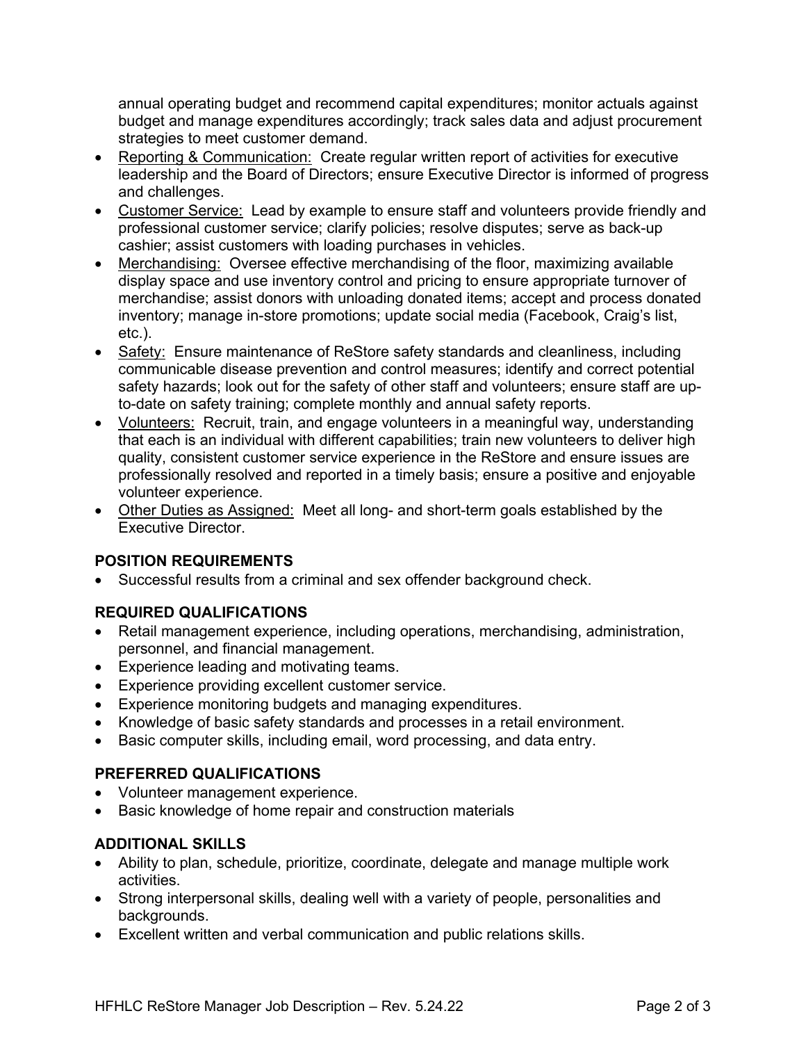annual operating budget and recommend capital expenditures; monitor actuals against budget and manage expenditures accordingly; track sales data and adjust procurement strategies to meet customer demand.

- Reporting & Communication: Create regular written report of activities for executive leadership and the Board of Directors; ensure Executive Director is informed of progress and challenges.
- Customer Service: Lead by example to ensure staff and volunteers provide friendly and professional customer service; clarify policies; resolve disputes; serve as back-up cashier; assist customers with loading purchases in vehicles.
- Merchandising: Oversee effective merchandising of the floor, maximizing available display space and use inventory control and pricing to ensure appropriate turnover of merchandise; assist donors with unloading donated items; accept and process donated inventory; manage in-store promotions; update social media (Facebook, Craig's list, etc.).
- Safety: Ensure maintenance of ReStore safety standards and cleanliness, including communicable disease prevention and control measures; identify and correct potential safety hazards; look out for the safety of other staff and volunteers; ensure staff are up-to-date on safety training; complete monthly and annual safety reports.
- Volunteers: Recruit, train, and engage volunteers in a meaningful way, understanding that each is an individual with different capabilities; train new volunteers to deliver high quality, consistent customer service experience in the ReStore and ensure issues are professionally resolved and reported in a timely basis; ensure a positive and enjoyable volunteer experience.
- Other Duties as Assigned: Meet all long- and short-term goals established by the Executive Director.

### POSITION REQUIREMENTS

- Successful results from a criminal and sex offender background check.

### REQUIRED QUALIFICATIONS

- Retail management experience, including operations, merchandising, administration, personnel, and financial management.
- Experience leading and motivating teams.
- Experience providing excellent customer service.
- Experience monitoring budgets and managing expenditures.
- Knowledge of basic safety standards and processes in a retail environment.
- Basic computer skills, including email, word processing, and data entry.

### PREFERRED QUALIFICATIONS

- Volunteer management experience.
- Basic knowledge of home repair and construction materials

### ADDITIONAL SKILLS

- Ability to plan, schedule, prioritize, coordinate, delegate and manage multiple work activities.
- Strong interpersonal skills, dealing well with a variety of people, personalities and backgrounds.
- Excellent written and verbal communication and public relations skills.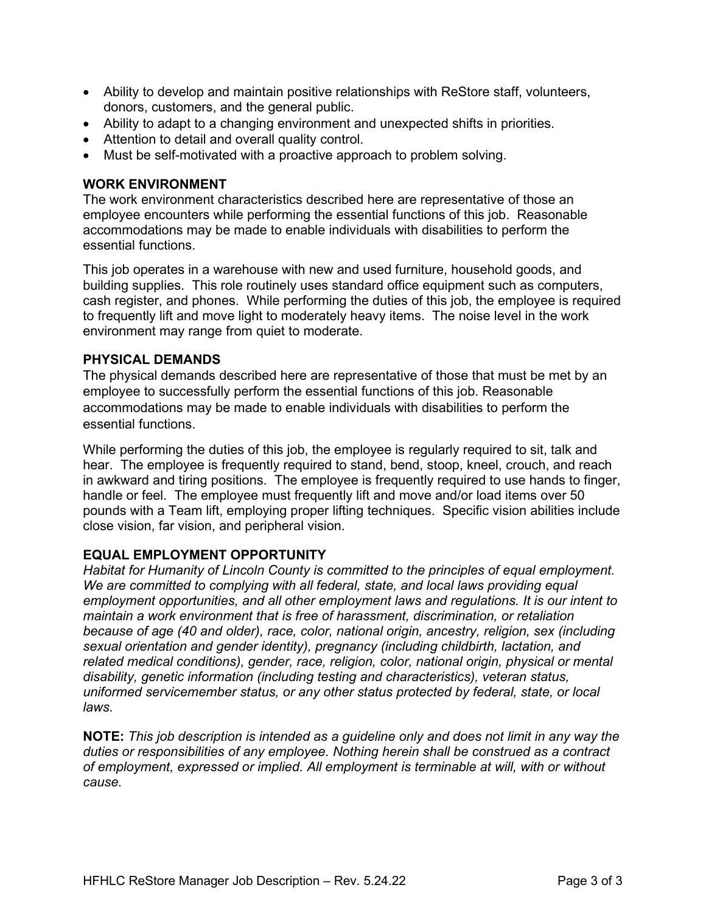- Ability to develop and maintain positive relationships with ReStore staff, volunteers, donors, customers, and the general public.
- Ability to adapt to a changing environment and unexpected shifts in priorities.
- Attention to detail and overall quality control.
- Must be self-motivated with a proactive approach to problem solving.

**WORK ENVIRONMENT**

The work environment characteristics described here are representative of those an employee encounters while performing the essential functions of this job. Reasonable accommodations may be made to enable individuals with disabilities to perform the essential functions.

This job operates in a warehouse with new and used furniture, household goods, and building supplies. This role routinely uses standard office equipment such as computers, cash register, and phones. While performing the duties of this job, the employee is required to frequently lift and move light to moderately heavy items. The noise level in the work environment may range from quiet to moderate.

**PHYSICAL DEMANDS**

The physical demands described here are representative of those that must be met by an employee to successfully perform the essential functions of this job. Reasonable accommodations may be made to enable individuals with disabilities to perform the essential functions.

While performing the duties of this job, the employee is regularly required to sit, talk and hear. The employee is frequently required to stand, bend, stoop, kneel, crouch, and reach in awkward and tiring positions. The employee is frequently required to use hands to finger, handle or feel. The employee must frequently lift and move and/or load items over 50 pounds with a Team lift, employing proper lifting techniques. Specific vision abilities include close vision, far vision, and peripheral vision.

**EQUAL EMPLOYMENT OPPORTUNITY**

*Habitat for Humanity of Lincoln County is committed to the principles of equal employment. We are committed to complying with all federal, state, and local laws providing equal employment opportunities, and all other employment laws and regulations. It is our intent to maintain a work environment that is free of harassment, discrimination, or retaliation because of age (40 and older), race, color, national origin, ancestry, religion, sex (including sexual orientation and gender identity), pregnancy (including childbirth, lactation, and related medical conditions), gender, race, religion, color, national origin, physical or mental disability, genetic information (including testing and characteristics), veteran status, uniformed servicemember status, or any other status protected by federal, state, or local laws.*

**NOTE:** *This job description is intended as a guideline only and does not limit in any way the duties or responsibilities of any employee. Nothing herein shall be construed as a contract of employment, expressed or implied. All employment is terminable at will, with or without cause.*